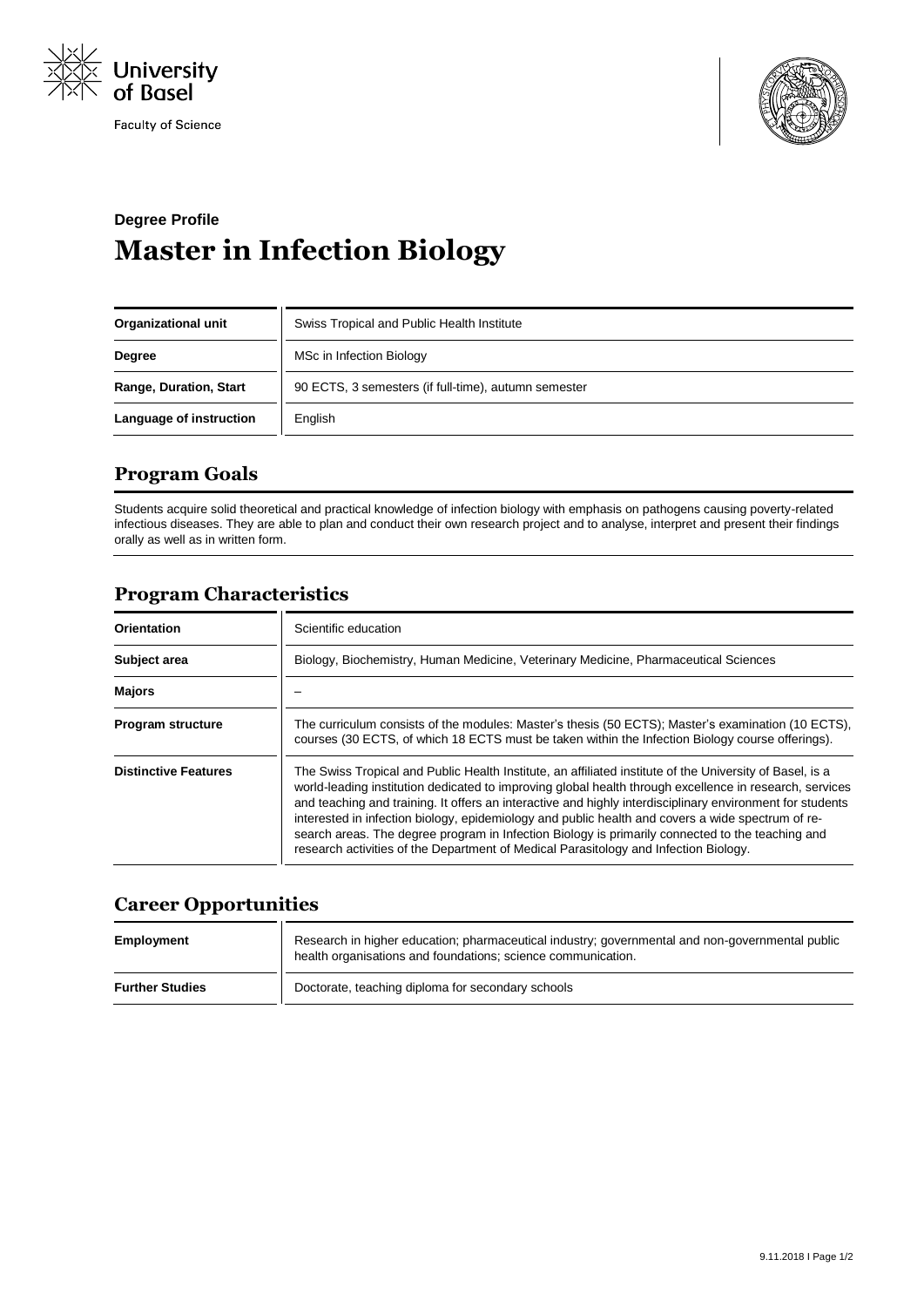University of Basel

Faculty of Science

**Degree Profile**

# Master in Infection Biology

| Organizational unit | Swiss Tropical and Public Health Institute |
|---|---|
| Degree | MSc in Infection Biology |
| Range, Duration, Start | 90 ECTS, 3 semesters (if full-time), autumn semester |
| Language of instruction | English |

## Program Goals

Students acquire solid theoretical and practical knowledge of infection biology with emphasis on pathogens causing poverty-related infectious diseases. They are able to plan and conduct their own research project and to analyse, interpret and present their findings orally as well as in written form.

## Program Characteristics

| Orientation | Scientific education |
|---|---|
| Subject area | Biology, Biochemistry, Human Medicine, Veterinary Medicine, Pharmaceutical Sciences |
| Majors | – |
| Program structure | The curriculum consists of the modules: Master's thesis (50 ECTS); Master's examination (10 ECTS), courses (30 ECTS, of which 18 ECTS must be taken within the Infection Biology course offerings). |
| Distinctive Features | The Swiss Tropical and Public Health Institute, an affiliated institute of the University of Basel, is a world-leading institution dedicated to improving global health through excellence in research, services and teaching and training. It offers an interactive and highly interdisciplinary environment for students interested in infection biology, epidemiology and public health and covers a wide spectrum of research areas. The degree program in Infection Biology is primarily connected to the teaching and research activities of the Department of Medical Parasitology and Infection Biology. |

## Career Opportunities

| Employment | Research in higher education; pharmaceutical industry; governmental and non-governmental public health organisations and foundations; science communication. |
|---|---|
| Further Studies | Doctorate, teaching diploma for secondary schools |

9.11.2018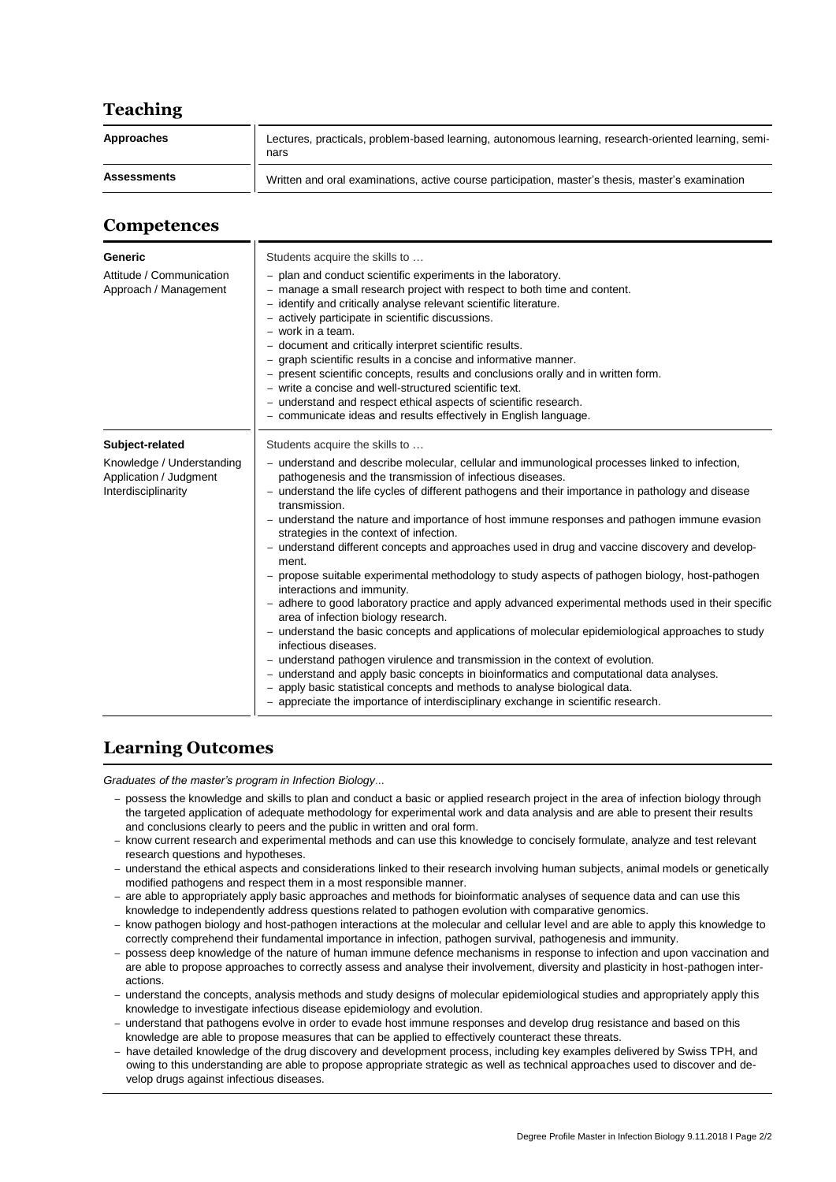## Teaching

| | |
|---|---|
| **Approaches** | Lectures, practicals, problem-based learning, autonomous learning, research-oriented learning, seminars |
| **Assessments** | Written and oral examinations, active course participation, master's thesis, master's examination |

## Competences

| | |
|---|---|
| **Generic**<br>Attitude / Communication<br>Approach / Management | Students acquire the skills to …<br>– plan and conduct scientific experiments in the laboratory.<br>– manage a small research project with respect to both time and content.<br>– identify and critically analyse relevant scientific literature.<br>– actively participate in scientific discussions.<br>– work in a team.<br>– document and critically interpret scientific results.<br>– graph scientific results in a concise and informative manner.<br>– present scientific concepts, results and conclusions orally and in written form.<br>– write a concise and well-structured scientific text.<br>– understand and respect ethical aspects of scientific research.<br>– communicate ideas and results effectively in English language. |
| **Subject-related**<br>Knowledge / Understanding<br>Application / Judgment<br>Interdisciplinarity | Students acquire the skills to …<br>– understand and describe molecular, cellular and immunological processes linked to infection, pathogenesis and the transmission of infectious diseases.<br>– understand the life cycles of different pathogens and their importance in pathology and disease transmission.<br>– understand the nature and importance of host immune responses and pathogen immune evasion strategies in the context of infection.<br>– understand different concepts and approaches used in drug and vaccine discovery and development.<br>– propose suitable experimental methodology to study aspects of pathogen biology, host-pathogen interactions and immunity.<br>– adhere to good laboratory practice and apply advanced experimental methods used in their specific area of infection biology research.<br>– understand the basic concepts and applications of molecular epidemiological approaches to study infectious diseases.<br>– understand pathogen virulence and transmission in the context of evolution.<br>– understand and apply basic concepts in bioinformatics and computational data analyses.<br>– apply basic statistical concepts and methods to analyse biological data.<br>– appreciate the importance of interdisciplinary exchange in scientific research. |

## Learning Outcomes

*Graduates of the master's program in Infection Biology…*

- possess the knowledge and skills to plan and conduct a basic or applied research project in the area of infection biology through the targeted application of adequate methodology for experimental work and data analysis and are able to present their results and conclusions clearly to peers and the public in written and oral form.
- know current research and experimental methods and can use this knowledge to concisely formulate, analyze and test relevant research questions and hypotheses.
- understand the ethical aspects and considerations linked to their research involving human subjects, animal models or genetically modified pathogens and respect them in a most responsible manner.
- are able to appropriately apply basic approaches and methods for bioinformatic analyses of sequence data and can use this knowledge to independently address questions related to pathogen evolution with comparative genomics.
- know pathogen biology and host-pathogen interactions at the molecular and cellular level and are able to apply this knowledge to correctly comprehend their fundamental importance in infection, pathogen survival, pathogenesis and immunity.
- possess deep knowledge of the nature of human immune defence mechanisms in response to infection and upon vaccination and are able to propose approaches to correctly assess and analyse their involvement, diversity and plasticity in host-pathogen interactions.
- understand the concepts, analysis methods and study designs of molecular epidemiological studies and appropriately apply this knowledge to investigate infectious disease epidemiology and evolution.
- understand that pathogens evolve in order to evade host immune responses and develop drug resistance and based on this knowledge are able to propose measures that can be applied to effectively counteract these threats.
- have detailed knowledge of the drug discovery and development process, including key examples delivered by Swiss TPH, and owing to this understanding are able to propose appropriate strategic as well as technical approaches used to discover and develop drugs against infectious diseases.